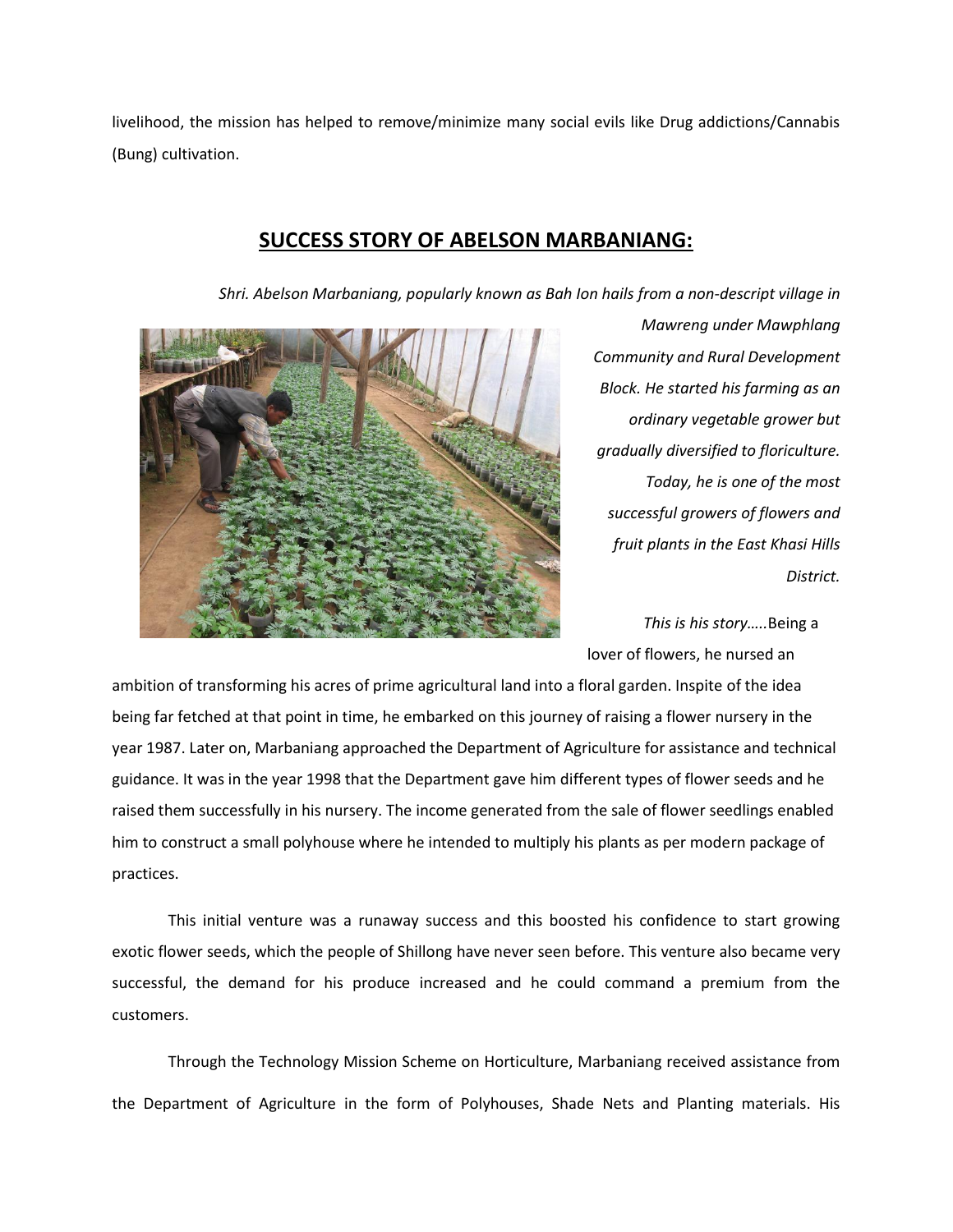livelihood, the mission has helped to remove/minimize many social evils like Drug addictions/Cannabis (Bung) cultivation.

## SUCCESS STORY OF ABELSON MARBANIANG:

*Shri. Abelson Marbaniang, popularly known as Bah Ion hails from a non-descript village in Mawreng under Mawphlang Community and Rural Development Block. He started his farming as an ordinary vegetable grower but gradually diversified to floriculture. Today, he is one of the most successful growers of flowers and fruit plants in the East Khasi Hills District.*

*This is his story…..*Being a lover of flowers, he nursed an ambition of transforming his acres of prime agricultural land into a floral garden. Inspite of the idea being far fetched at that point in time, he embarked on this journey of raising a flower nursery in the year 1987. Later on, Marbaniang approached the Department of Agriculture for assistance and technical guidance. It was in the year 1998 that the Department gave him different types of flower seeds and he raised them successfully in his nursery. The income generated from the sale of flower seedlings enabled him to construct a small polyhouse where he intended to multiply his plants as per modern package of practices.

This initial venture was a runaway success and this boosted his confidence to start growing exotic flower seeds, which the people of Shillong have never seen before. This venture also became very successful, the demand for his produce increased and he could command a premium from the customers.

Through the Technology Mission Scheme on Horticulture, Marbaniang received assistance from the Department of Agriculture in the form of Polyhouses, Shade Nets and Planting materials. His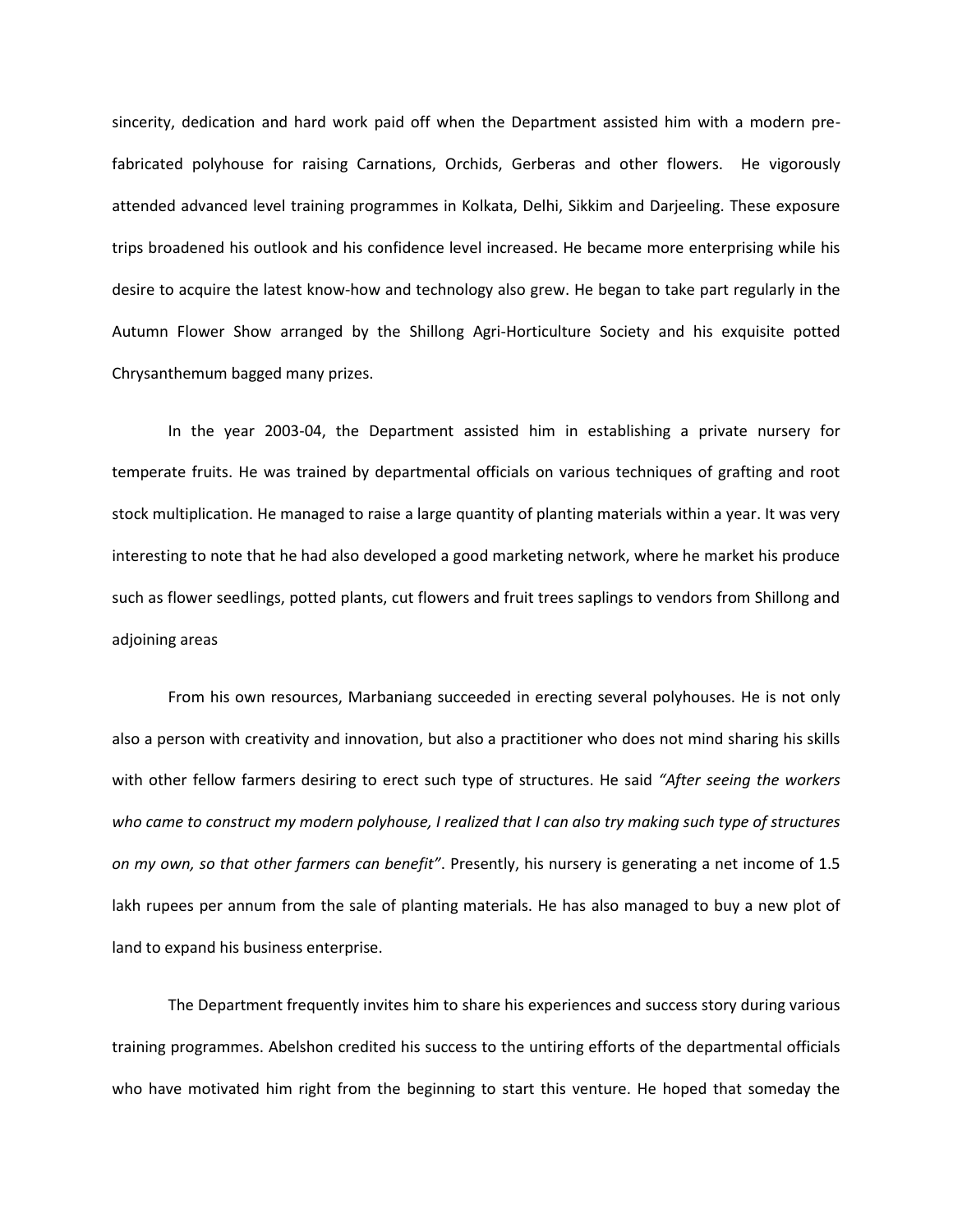sincerity, dedication and hard work paid off when the Department assisted him with a modern pre-fabricated polyhouse for raising Carnations, Orchids, Gerberas and other flowers. He vigorously attended advanced level training programmes in Kolkata, Delhi, Sikkim and Darjeeling. These exposure trips broadened his outlook and his confidence level increased. He became more enterprising while his desire to acquire the latest know-how and technology also grew. He began to take part regularly in the Autumn Flower Show arranged by the Shillong Agri-Horticulture Society and his exquisite potted Chrysanthemum bagged many prizes.

In the year 2003-04, the Department assisted him in establishing a private nursery for temperate fruits. He was trained by departmental officials on various techniques of grafting and root stock multiplication. He managed to raise a large quantity of planting materials within a year. It was very interesting to note that he had also developed a good marketing network, where he market his produce such as flower seedlings, potted plants, cut flowers and fruit trees saplings to vendors from Shillong and adjoining areas

From his own resources, Marbaniang succeeded in erecting several polyhouses. He is not only also a person with creativity and innovation, but also a practitioner who does not mind sharing his skills with other fellow farmers desiring to erect such type of structures. He said *"After seeing the workers who came to construct my modern polyhouse, I realized that I can also try making such type of structures on my own, so that other farmers can benefit"*. Presently, his nursery is generating a net income of 1.5 lakh rupees per annum from the sale of planting materials. He has also managed to buy a new plot of land to expand his business enterprise.

The Department frequently invites him to share his experiences and success story during various training programmes. Abelshon credited his success to the untiring efforts of the departmental officials who have motivated him right from the beginning to start this venture. He hoped that someday the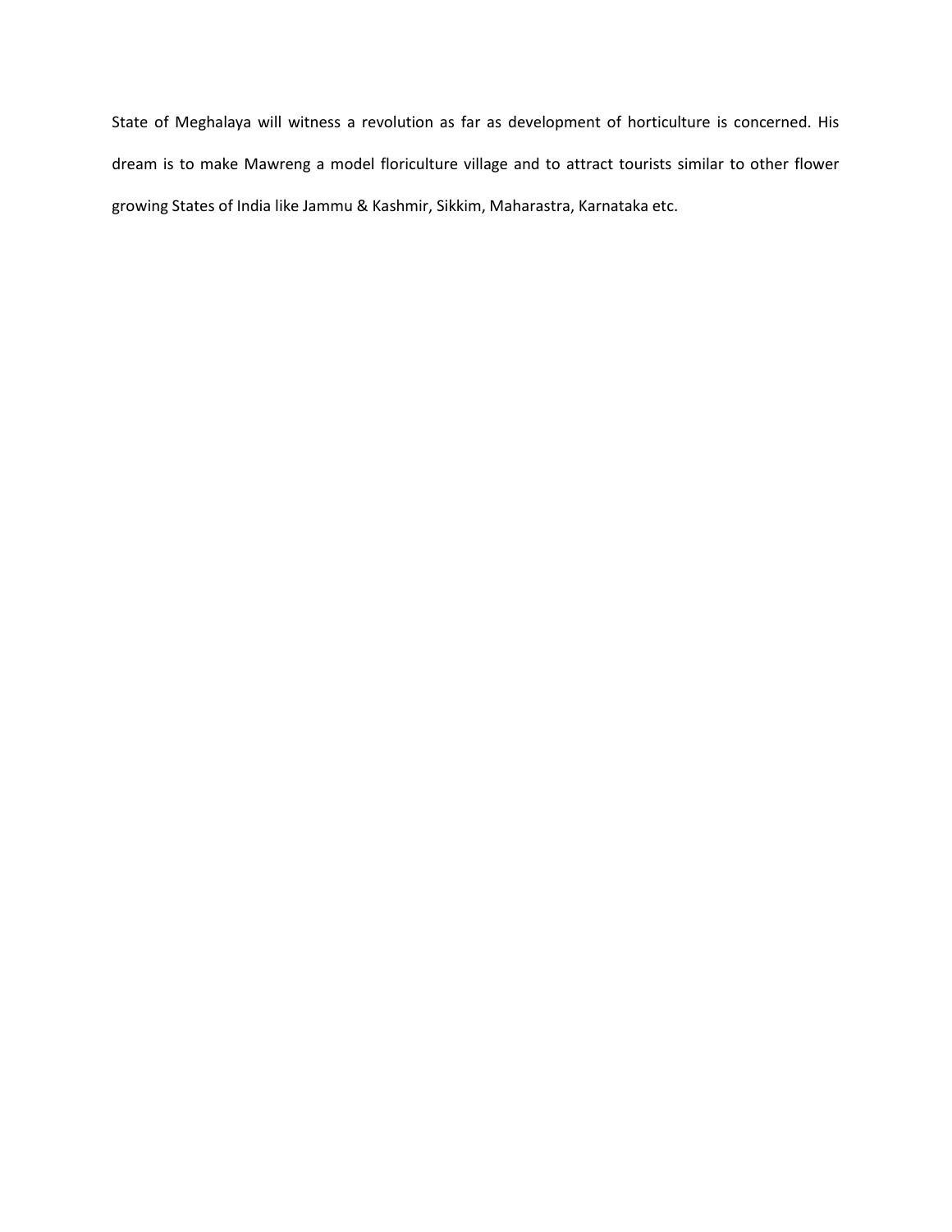State of Meghalaya will witness a revolution as far as development of horticulture is concerned. His dream is to make Mawreng a model floriculture village and to attract tourists similar to other flower growing States of India like Jammu & Kashmir, Sikkim, Maharastra, Karnataka etc.